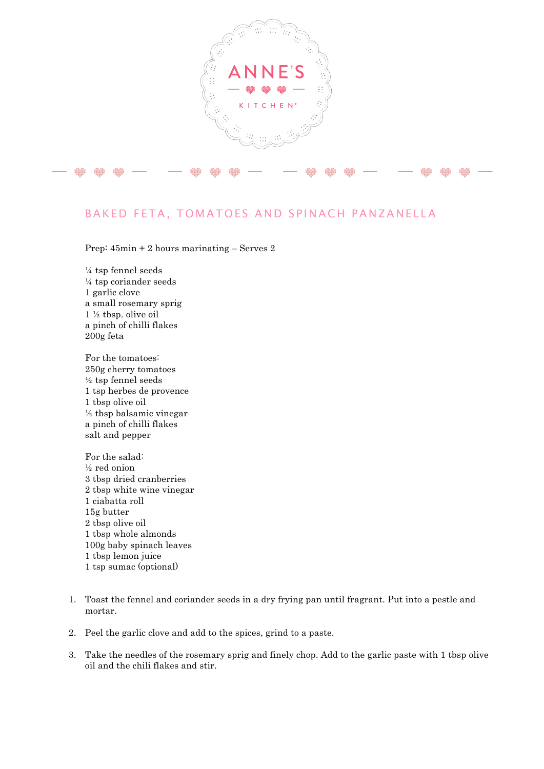# ANNE'S KITCHEN

## BAKED FETA, TOMATOES AND SPINACH PANZANELLA

Prep: 45min + 2 hours marinating – Serves 2

¼ tsp fennel seeds
¼ tsp coriander seeds
1 garlic clove
a small rosemary sprig
1 ½ tbsp. olive oil
a pinch of chilli flakes
200g feta

For the tomatoes:
250g cherry tomatoes
½ tsp fennel seeds
1 tsp herbes de provence
1 tbsp olive oil
½ tbsp balsamic vinegar
a pinch of chilli flakes
salt and pepper

For the salad:
½ red onion
3 tbsp dried cranberries
2 tbsp white wine vinegar
1 ciabatta roll
15g butter
2 tbsp olive oil
1 tbsp whole almonds
100g baby spinach leaves
1 tbsp lemon juice
1 tsp sumac (optional)

1. Toast the fennel and coriander seeds in a dry frying pan until fragrant. Put into a pestle and mortar.
2. Peel the garlic clove and add to the spices, grind to a paste.
3. Take the needles of the rosemary sprig and finely chop. Add to the garlic paste with 1 tbsp olive oil and the chili flakes and stir.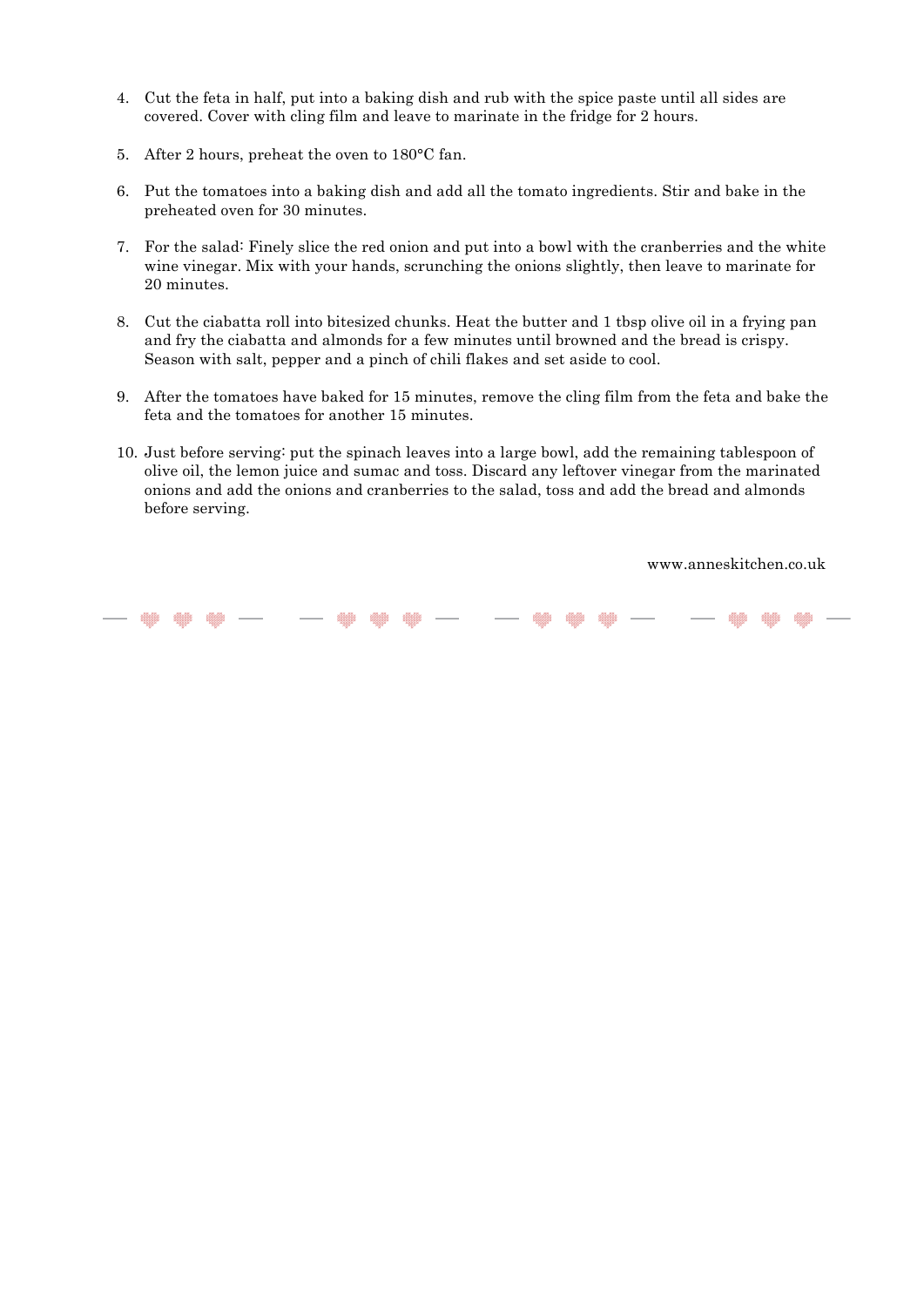4. Cut the feta in half, put into a baking dish and rub with the spice paste until all sides are covered. Cover with cling film and leave to marinate in the fridge for 2 hours.

5. After 2 hours, preheat the oven to 180°C fan.

6. Put the tomatoes into a baking dish and add all the tomato ingredients. Stir and bake in the preheated oven for 30 minutes.

7. For the salad: Finely slice the red onion and put into a bowl with the cranberries and the white wine vinegar. Mix with your hands, scrunching the onions slightly, then leave to marinate for 20 minutes.

8. Cut the ciabatta roll into bitesized chunks. Heat the butter and 1 tbsp olive oil in a frying pan and fry the ciabatta and almonds for a few minutes until browned and the bread is crispy. Season with salt, pepper and a pinch of chili flakes and set aside to cool.

9. After the tomatoes have baked for 15 minutes, remove the cling film from the feta and bake the feta and the tomatoes for another 15 minutes.

10. Just before serving: put the spinach leaves into a large bowl, add the remaining tablespoon of olive oil, the lemon juice and sumac and toss. Discard any leftover vinegar from the marinated onions and add the onions and cranberries to the salad, toss and add the bread and almonds before serving.

www.anneskitchen.co.uk